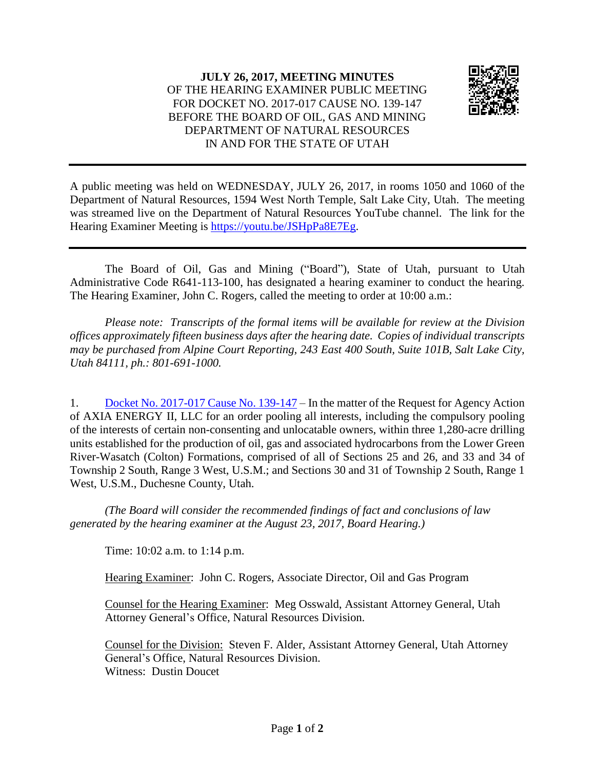**JULY 26, 2017, MEETING MINUTES**
OF THE HEARING EXAMINER PUBLIC MEETING
FOR DOCKET NO. 2017-017 CAUSE NO. 139-147
BEFORE THE BOARD OF OIL, GAS AND MINING
DEPARTMENT OF NATURAL RESOURCES
IN AND FOR THE STATE OF UTAH

---

A public meeting was held on WEDNESDAY, JULY 26, 2017, in rooms 1050 and 1060 of the Department of Natural Resources, 1594 West North Temple, Salt Lake City, Utah. The meeting was streamed live on the Department of Natural Resources YouTube channel. The link for the Hearing Examiner Meeting is https://youtu.be/JSHpPa8E7Eg.

---

The Board of Oil, Gas and Mining ("Board"), State of Utah, pursuant to Utah Administrative Code R641-113-100, has designated a hearing examiner to conduct the hearing. The Hearing Examiner, John C. Rogers, called the meeting to order at 10:00 a.m.:

*Please note: Transcripts of the formal items will be available for review at the Division offices approximately fifteen business days after the hearing date. Copies of individual transcripts may be purchased from Alpine Court Reporting, 243 East 400 South, Suite 101B, Salt Lake City, Utah 84111, ph.: 801-691-1000.*

1. Docket No. 2017-017 Cause No. 139-147 – In the matter of the Request for Agency Action of AXIA ENERGY II, LLC for an order pooling all interests, including the compulsory pooling of the interests of certain non-consenting and unlocatable owners, within three 1,280-acre drilling units established for the production of oil, gas and associated hydrocarbons from the Lower Green River-Wasatch (Colton) Formations, comprised of all of Sections 25 and 26, and 33 and 34 of Township 2 South, Range 3 West, U.S.M.; and Sections 30 and 31 of Township 2 South, Range 1 West, U.S.M., Duchesne County, Utah.

*(The Board will consider the recommended findings of fact and conclusions of law generated by the hearing examiner at the August 23, 2017, Board Hearing.)*

Time: 10:02 a.m. to 1:14 p.m.

Hearing Examiner: John C. Rogers, Associate Director, Oil and Gas Program

Counsel for the Hearing Examiner: Meg Osswald, Assistant Attorney General, Utah Attorney General's Office, Natural Resources Division.

Counsel for the Division: Steven F. Alder, Assistant Attorney General, Utah Attorney General's Office, Natural Resources Division.
Witness: Dustin Doucet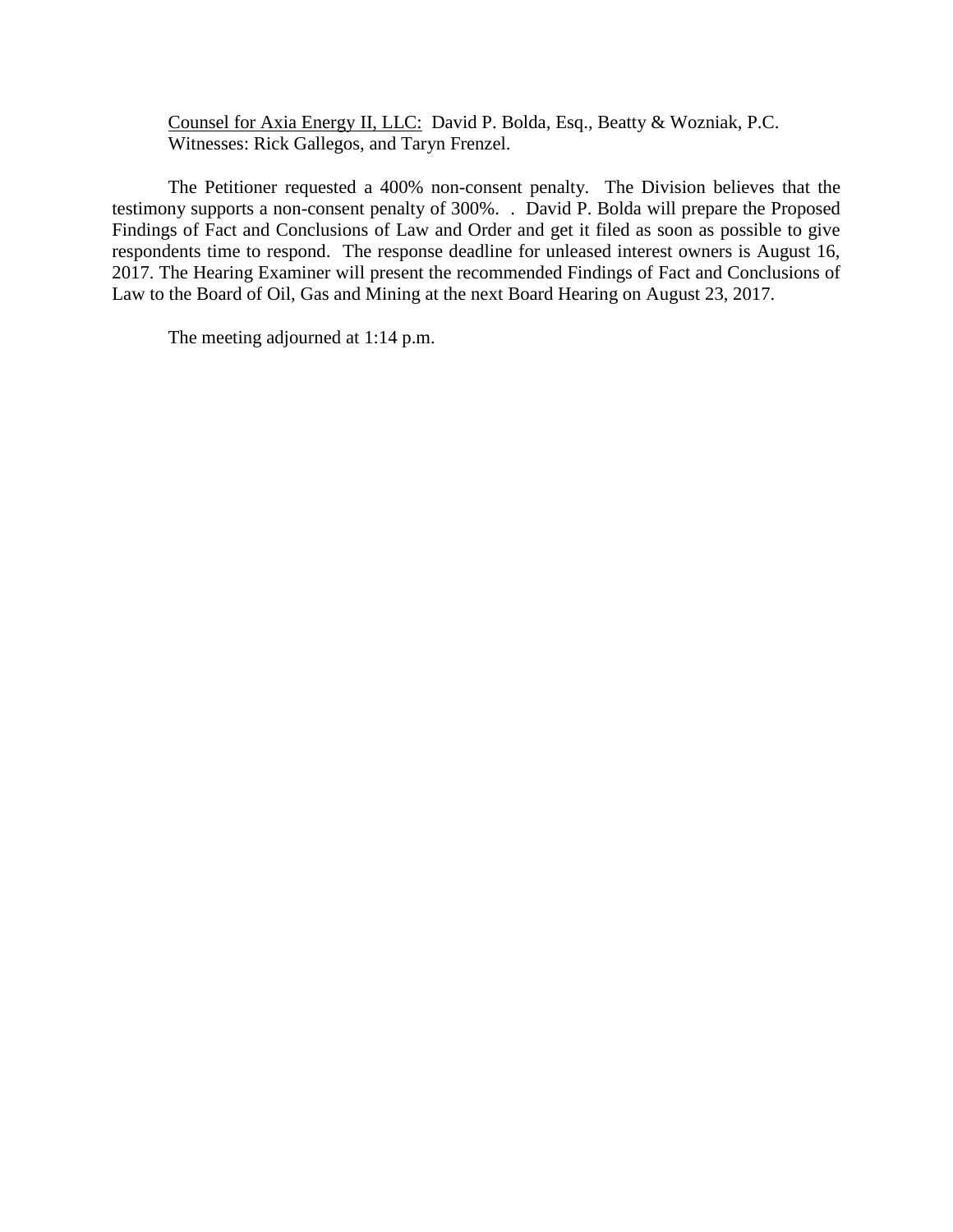Counsel for Axia Energy II, LLC: David P. Bolda, Esq., Beatty & Wozniak, P.C.
Witnesses: Rick Gallegos, and Taryn Frenzel.

The Petitioner requested a 400% non-consent penalty. The Division believes that the testimony supports a non-consent penalty of 300%. . David P. Bolda will prepare the Proposed Findings of Fact and Conclusions of Law and Order and get it filed as soon as possible to give respondents time to respond. The response deadline for unleased interest owners is August 16, 2017. The Hearing Examiner will present the recommended Findings of Fact and Conclusions of Law to the Board of Oil, Gas and Mining at the next Board Hearing on August 23, 2017.

The meeting adjourned at 1:14 p.m.